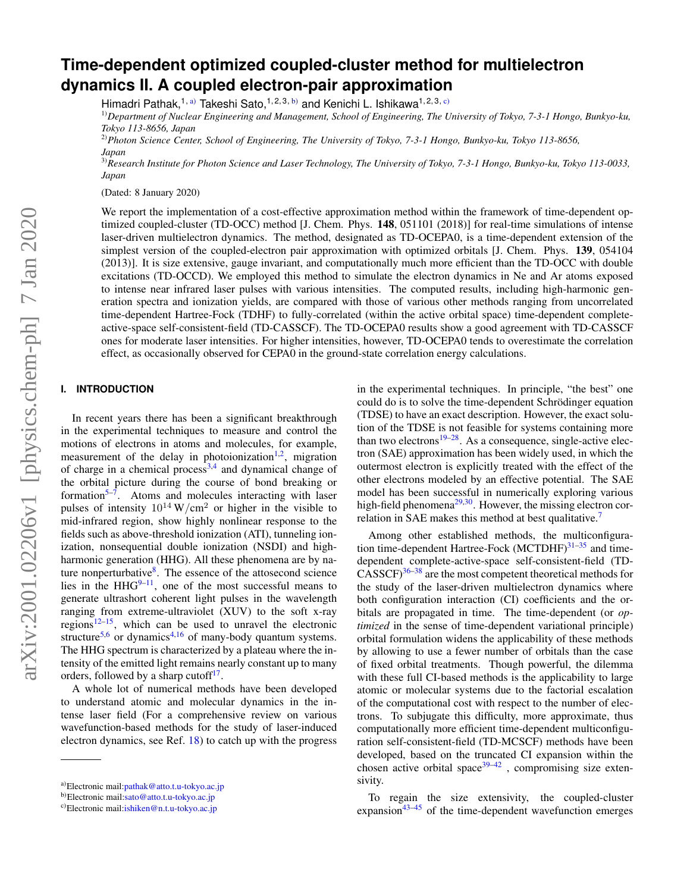# Time-dependent optimized coupled-cluster method for multielectron dynamics II. A coupled electron-pair approximation

Himadri Pathak,[1, a] Takeshi Sato,[1, 2, 3, b] and Kenichi L. Ishikawa[1, 2, 3, c]

[1] *Department of Nuclear Engineering and Management, School of Engineering, The University of Tokyo, 7-3-1 Hongo, Bunkyo-ku, Tokyo 113-8656, Japan*

[2] *Photon Science Center, School of Engineering, The University of Tokyo, 7-3-1 Hongo, Bunkyo-ku, Tokyo 113-8656, Japan*

[3] *Research Institute for Photon Science and Laser Technology, The University of Tokyo, 7-3-1 Hongo, Bunkyo-ku, Tokyo 113-0033, Japan*

(Dated: 8 January 2020)

We report the implementation of a cost-effective approximation method within the framework of time-dependent optimized coupled-cluster (TD-OCC) method [J. Chem. Phys. **148**, 051101 (2018)] for real-time simulations of intense laser-driven multielectron dynamics. The method, designated as TD-OCEPA0, is a time-dependent extension of the simplest version of the coupled-electron pair approximation with optimized orbitals [J. Chem. Phys. **139**, 054104 (2013)]. It is size extensive, gauge invariant, and computationally much more efficient than the TD-OCC with double excitations (TD-OCCD). We employed this method to simulate the electron dynamics in Ne and Ar atoms exposed to intense near infrared laser pulses with various intensities. The computed results, including high-harmonic generation spectra and ionization yields, are compared with those of various other methods ranging from uncorrelated time-dependent Hartree-Fock (TDHF) to fully-correlated (within the active orbital space) time-dependent complete-active-space self-consistent-field (TD-CASSCF). The TD-OCEPA0 results show a good agreement with TD-CASSCF ones for moderate laser intensities. For higher intensities, however, TD-OCEPA0 tends to overestimate the correlation effect, as occasionally observed for CEPA0 in the ground-state correlation energy calculations.

## I. INTRODUCTION

In recent years there has been a significant breakthrough in the experimental techniques to measure and control the motions of electrons in atoms and molecules, for example, measurement of the delay in photoionization[1,2], migration of charge in a chemical process[3,4] and dynamical change of the orbital picture during the course of bond breaking or formation[5–7]. Atoms and molecules interacting with laser pulses of intensity $10^{14}\,\mathrm{W/cm^2}$ or higher in the visible to mid-infrared region, show highly nonlinear response to the fields such as above-threshold ionization (ATI), tunneling ionization, nonsequential double ionization (NSDI) and high-harmonic generation (HHG). All these phenomena are by nature nonperturbative[8]. The essence of the attosecond science lies in the HHG[9–11], one of the most successful means to generate ultrashort coherent light pulses in the wavelength ranging from extreme-ultraviolet (XUV) to the soft x-ray regions[12–15], which can be used to unravel the electronic structure[5,6] or dynamics[4,16] of many-body quantum systems. The HHG spectrum is characterized by a plateau where the intensity of the emitted light remains nearly constant up to many orders, followed by a sharp cutoff[17].

A whole lot of numerical methods have been developed to understand atomic and molecular dynamics in the intense laser field (For a comprehensive review on various wavefunction-based methods for the study of laser-induced electron dynamics, see Ref. 18) to catch up with the progress in the experimental techniques. In principle, "the best" one could do is to solve the time-dependent Schrödinger equation (TDSE) to have an exact description. However, the exact solution of the TDSE is not feasible for systems containing more than two electrons[19–28]. As a consequence, single-active electron (SAE) approximation has been widely used, in which the outermost electron is explicitly treated with the effect of the other electrons modeled by an effective potential. The SAE model has been successful in numerically exploring various high-field phenomena[29,30]. However, the missing electron correlation in SAE makes this method at best qualitative.[7]

Among other established methods, the multiconfiguration time-dependent Hartree-Fock (MCTDHF)[31–35] and time-dependent complete-active-space self-consistent-field (TD-CASSCF)[36–38] are the most competent theoretical methods for the study of the laser-driven multielectron dynamics where both configuration interaction (CI) coefficients and the orbitals are propagated in time. The time-dependent (or *optimized* in the sense of time-dependent variational principle) orbital formulation widens the applicability of these methods by allowing to use a fewer number of orbitals than the case of fixed orbital treatments. Though powerful, the dilemma with these full CI-based methods is the applicability to large atomic or molecular systems due to the factorial escalation of the computational cost with respect to the number of electrons. To subjugate this difficulty, more approximate, thus computationally more efficient time-dependent multiconfiguration self-consistent-field (TD-MCSCF) methods have been developed, based on the truncated CI expansion within the chosen active orbital space[39–42], compromising size extensivity.

To regain the size extensivity, the coupled-cluster expansion[43–45] of the time-dependent wavefunction emerges

[a] Electronic mail: pathak@atto.t.u-tokyo.ac.jp
[b] Electronic mail: sato@atto.t.u-tokyo.ac.jp
[c] Electronic mail: ishiken@n.t.u-tokyo.ac.jp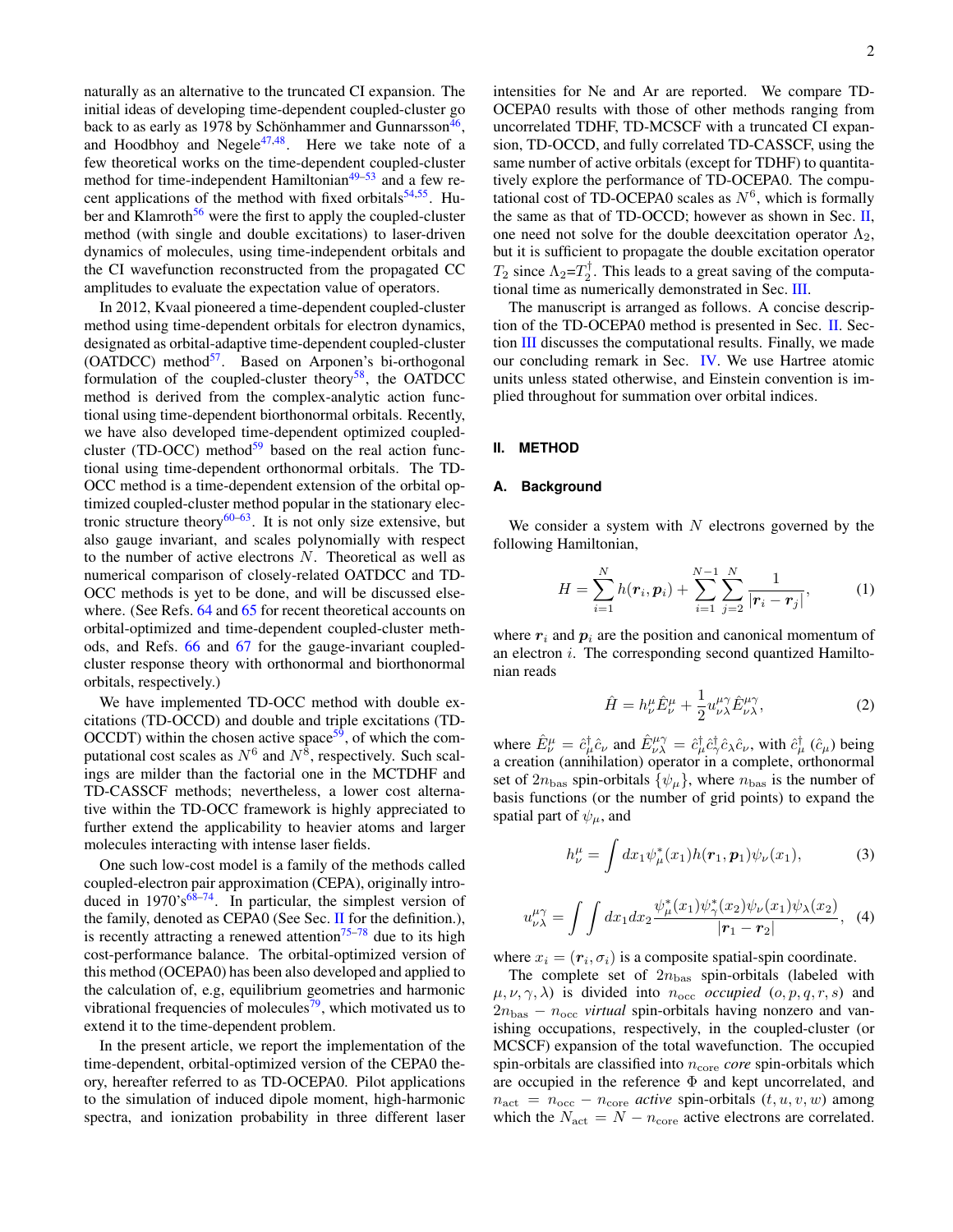naturally as an alternative to the truncated CI expansion. The initial ideas of developing time-dependent coupled-cluster go back to as early as 1978 by Schönhammer and Gunnarsson[46], and Hoodbhoy and Negele[47,48]. Here we take note of a few theoretical works on the time-dependent coupled-cluster method for time-independent Hamiltonian[49–53] and a few recent applications of the method with fixed orbitals[54,55]. Huber and Klamroth[56] were the first to apply the coupled-cluster method (with single and double excitations) to laser-driven dynamics of molecules, using time-independent orbitals and the CI wavefunction reconstructed from the propagated CC amplitudes to evaluate the expectation value of operators.

In 2012, Kvaal pioneered a time-dependent coupled-cluster method using time-dependent orbitals for electron dynamics, designated as orbital-adaptive time-dependent coupled-cluster (OATDCC) method[57]. Based on Arponen's bi-orthogonal formulation of the coupled-cluster theory[58], the OATDCC method is derived from the complex-analytic action functional using time-dependent biorthonormal orbitals. Recently, we have also developed time-dependent optimized coupled-cluster (TD-OCC) method[59] based on the real action functional using time-dependent orthonormal orbitals. The TD-OCC method is a time-dependent extension of the orbital optimized coupled-cluster method popular in the stationary electronic structure theory[60–63]. It is not only size extensive, but also gauge invariant, and scales polynomially with respect to the number of active electrons $N$. Theoretical as well as numerical comparison of closely-related OATDCC and TD-OCC methods is yet to be done, and will be discussed elsewhere. (See Refs. 64 and 65 for recent theoretical accounts on orbital-optimized and time-dependent coupled-cluster methods, and Refs. 66 and 67 for the gauge-invariant coupled-cluster response theory with orthonormal and biorthonormal orbitals, respectively.)

We have implemented TD-OCC method with double excitations (TD-OCCD) and double and triple excitations (TD-OCCDT) within the chosen active space[59], of which the computational cost scales as $N^6$ and $N^8$, respectively. Such scalings are milder than the factorial one in the MCTDHF and TD-CASSCF methods; nevertheless, a lower cost alternative within the TD-OCC framework is highly appreciated to further extend the applicability to heavier atoms and larger molecules interacting with intense laser fields.

One such low-cost model is a family of the methods called coupled-electron pair approximation (CEPA), originally introduced in 1970's[68–74]. In particular, the simplest version of the family, denoted as CEPA0 (See Sec. II for the definition.), is recently attracting a renewed attention[75–78] due to its high cost-performance balance. The orbital-optimized version of this method (OCEPA0) has been also developed and applied to the calculation of, e.g, equilibrium geometries and harmonic vibrational frequencies of molecules[79], which motivated us to extend it to the time-dependent problem.

In the present article, we report the implementation of the time-dependent, orbital-optimized version of the CEPA0 theory, hereafter referred to as TD-OCEPA0. Pilot applications to the simulation of induced dipole moment, high-harmonic spectra, and ionization probability in three different laser intensities for Ne and Ar are reported. We compare TD-OCEPA0 results with those of other methods ranging from uncorrelated TDHF, TD-MCSCF with a truncated CI expansion, TD-OCCD, and fully correlated TD-CASSCF, using the same number of active orbitals (except for TDHF) to quantitatively explore the performance of TD-OCEPA0. The computational cost of TD-OCEPA0 scales as $N^6$, which is formally the same as that of TD-OCCD; however as shown in Sec. II, one need not solve for the double deexcitation operator $\Lambda_2$, but it is sufficient to propagate the double excitation operator $T_2$ since $\Lambda_2$=$T_2^\dagger$. This leads to a great saving of the computational time as numerically demonstrated in Sec. III.

The manuscript is arranged as follows. A concise description of the TD-OCEPA0 method is presented in Sec. II. Section III discusses the computational results. Finally, we made our concluding remark in Sec. IV. We use Hartree atomic units unless stated otherwise, and Einstein convention is implied throughout for summation over orbital indices.

## II. METHOD

### A. Background

We consider a system with $N$ electrons governed by the following Hamiltonian,

$$H = \sum_{i=1}^{N} h(\boldsymbol{r}_i, \boldsymbol{p}_i) + \sum_{i=1}^{N-1}\sum_{j=2}^{N} \frac{1}{|\boldsymbol{r}_i - \boldsymbol{r}_j|}, \tag{1}$$

where $\boldsymbol{r}_i$ and $\boldsymbol{p}_i$ are the position and canonical momentum of an electron $i$. The corresponding second quantized Hamiltonian reads

$$\hat{H} = h^\mu_\nu \hat{E}^\mu_\nu + \frac{1}{2} u^{\mu\gamma}_{\nu\lambda} \hat{E}^{\mu\gamma}_{\nu\lambda}, \tag{2}$$

where $\hat{E}^\mu_\nu = \hat{c}^\dagger_\mu \hat{c}_\nu$ and $\hat{E}^{\mu\gamma}_{\nu\lambda} = \hat{c}^\dagger_\mu \hat{c}^\dagger_\gamma \hat{c}_\lambda \hat{c}_\nu$, with $\hat{c}^\dagger_\mu$ ($\hat{c}_\mu$) being a creation (annihilation) operator in a complete, orthonormal set of $2n_{\rm bas}$ spin-orbitals $\{\psi_\mu\}$, where $n_{\rm bas}$ is the number of basis functions (or the number of grid points) to expand the spatial part of $\psi_\mu$, and

$$h^\mu_\nu = \int dx_1 \psi^*_\mu(x_1) h(\boldsymbol{r}_1, \boldsymbol{p}_1) \psi_\nu(x_1), \tag{3}$$

$$u^{\mu\gamma}_{\nu\lambda} = \int\int dx_1 dx_2 \frac{\psi^*_\mu(x_1)\psi^*_\gamma(x_2)\psi_\nu(x_1)\psi_\lambda(x_2)}{|\boldsymbol{r}_1 - \boldsymbol{r}_2|}, \tag{4}$$

where $x_i = (\boldsymbol{r}_i, \sigma_i)$ is a composite spatial-spin coordinate.

The complete set of $2n_{\rm bas}$ spin-orbitals (labeled with $\mu, \nu, \gamma, \lambda$) is divided into $n_{\rm occ}$ *occupied* ($o, p, q, r, s$) and $2n_{\rm bas} - n_{\rm occ}$ *virtual* spin-orbitals having nonzero and vanishing occupations, respectively, in the coupled-cluster (or MCSCF) expansion of the total wavefunction. The occupied spin-orbitals are classified into $n_{\rm core}$ *core* spin-orbitals which are occupied in the reference $\Phi$ and kept uncorrelated, and $n_{\rm act} = n_{\rm occ} - n_{\rm core}$ *active* spin-orbitals ($t, u, v, w$) among which the $N_{\rm act} = N - n_{\rm core}$ active electrons are correlated.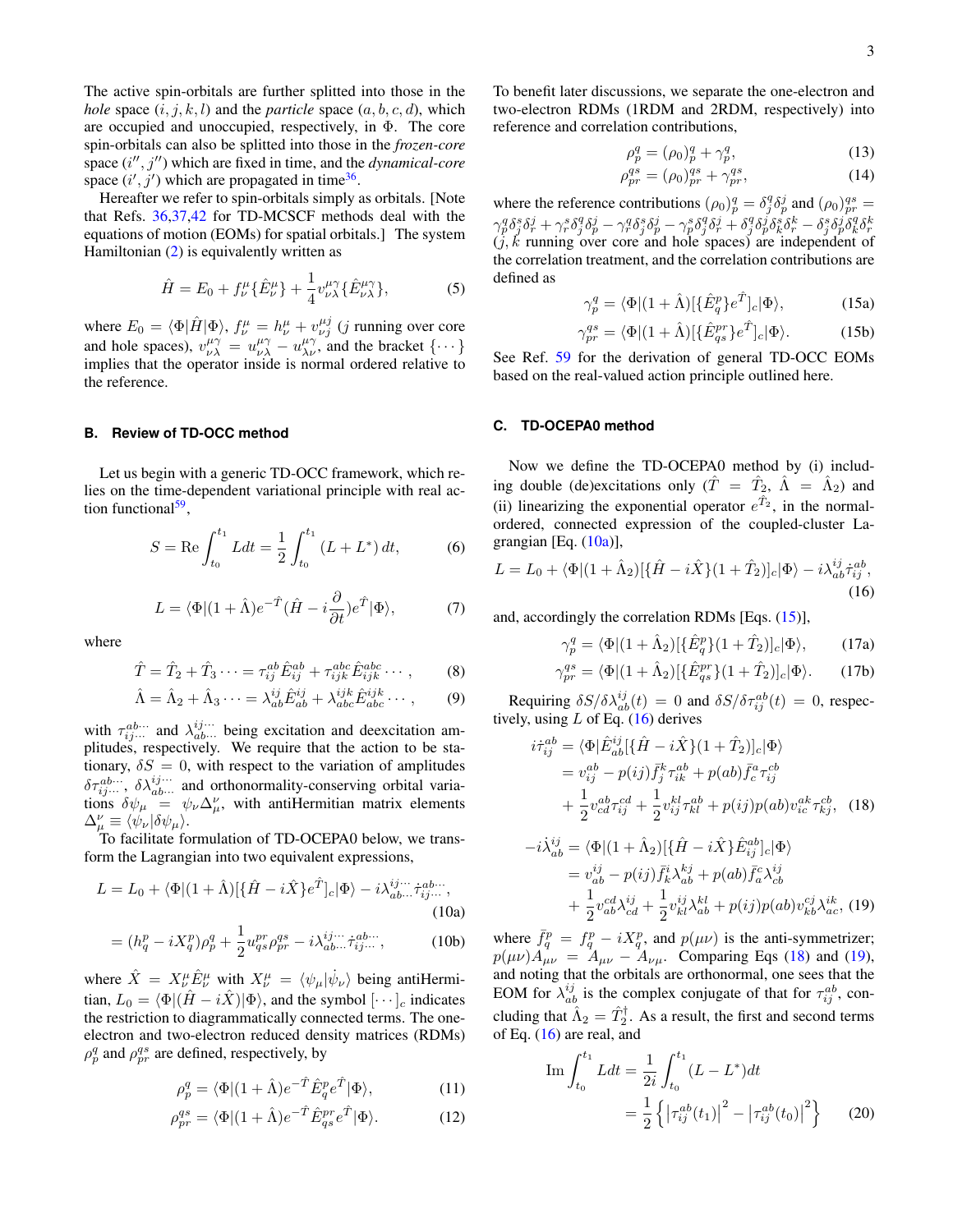The active spin-orbitals are further splitted into those in the *hole* space $(i, j, k, l)$ and the *particle* space $(a, b, c, d)$, which are occupied and unoccupied, respectively, in $\Phi$. The core spin-orbitals can also be splitted into those in the *frozen-core* space $(i'', j'')$ which are fixed in time, and the *dynamical-core* space $(i', j')$ which are propagated in time[36].

Hereafter we refer to spin-orbitals simply as orbitals. [Note that Refs. [36,37,42] for TD-MCSCF methods deal with the equations of motion (EOMs) for spatial orbitals.] The system Hamiltonian (2) is equivalently written as

$$\hat{H} = E_0 + f^\mu_\nu \{\hat{E}^\mu_\nu\} + \frac{1}{4} v^{\mu\gamma}_{\nu\lambda} \{\hat{E}^{\mu\gamma}_{\nu\lambda}\}, \tag{5}$$

where $E_0 = \langle\Phi|\hat{H}|\Phi\rangle$, $f^\mu_\nu = h^\mu_\nu + v^{\mu j}_{\nu j}$ ($j$ running over core and hole spaces), $v^{\mu\gamma}_{\nu\lambda} = u^{\mu\gamma}_{\nu\lambda} - u^{\mu\gamma}_{\lambda\nu}$, and the bracket $\{\cdots\}$ implies that the operator inside is normal ordered relative to the reference.

### B. Review of TD-OCC method

Let us begin with a generic TD-OCC framework, which relies on the time-dependent variational principle with real action functional[59],

$$S = \mathrm{Re} \int_{t_0}^{t_1} L dt = \frac{1}{2} \int_{t_0}^{t_1} (L + L^*)\, dt, \tag{6}$$

$$L = \langle\Phi|(1+\hat{\Lambda}) e^{-\hat{T}} (\hat{H} - i\frac{\partial}{\partial t}) e^{\hat{T}} |\Phi\rangle, \tag{7}$$

where

$$\hat{T} = \hat{T}_2 + \hat{T}_3 \cdots = \tau^{ab}_{ij} \hat{E}^{ab}_{ij} + \tau^{abc}_{ijk} \hat{E}^{abc}_{ijk} \cdots, \tag{8}$$

$$\hat{\Lambda} = \hat{\Lambda}_2 + \hat{\Lambda}_3 \cdots = \lambda^{ij}_{ab} \hat{E}^{ij}_{ab} + \lambda^{ijk}_{abc} \hat{E}^{ijk}_{abc} \cdots, \tag{9}$$

with $\tau^{ab\cdots}_{ij\cdots}$ and $\lambda^{ij\cdots}_{ab\cdots}$ being excitation and deexcitation amplitudes, respectively. We require that the action to be stationary, $\delta S = 0$, with respect to the variation of amplitudes $\delta\tau^{ab\cdots}_{ij\cdots}$, $\delta\lambda^{ij\cdots}_{ab\cdots}$ and orthonormality-conserving orbital variations $\delta\psi_\mu = \psi_\nu \Delta^\nu_\mu$, with antiHermitian matrix elements $\Delta^\nu_\mu \equiv \langle\psi_\nu|\delta\psi_\mu\rangle$.

To facilitate formulation of TD-OCEPA0 below, we transform the Lagrangian into two equivalent expressions,

$$L = L_0 + \langle\Phi|(1+\hat{\Lambda})[\{\hat{H} - i\hat{X}\} e^{\hat{T}}]_c|\Phi\rangle - i\lambda^{ij\cdots}_{ab\cdots} \dot{\tau}^{ab\cdots}_{ij\cdots}, \tag{10a}$$

$$= (h^p_q - iX^p_q)\rho^q_p + \frac{1}{2} u^{pr}_{qs} \rho^{qs}_{pr} - i\lambda^{ij\cdots}_{ab\cdots} \dot{\tau}^{ab\cdots}_{ij\cdots}, \tag{10b}$$

where $\hat{X} = X^\mu_\nu \hat{E}^\mu_\nu$ with $X^\mu_\nu = \langle\psi_\mu|\dot{\psi}_\nu\rangle$ being antiHermitian, $L_0 = \langle\Phi|(\hat{H} - i\hat{X})|\Phi\rangle$, and the symbol $[\cdots]_c$ indicates the restriction to diagrammatically connected terms. The one-electron and two-electron reduced density matrices (RDMs) $\rho^q_p$ and $\rho^{qs}_{pr}$ are defined, respectively, by

$$\rho^q_p = \langle\Phi|(1+\hat{\Lambda}) e^{-\hat{T}} \hat{E}^p_q e^{\hat{T}} |\Phi\rangle, \tag{11}$$

$$\rho^{qs}_{pr} = \langle\Phi|(1+\hat{\Lambda}) e^{-\hat{T}} \hat{E}^{pr}_{qs} e^{\hat{T}} |\Phi\rangle. \tag{12}$$

To benefit later discussions, we separate the one-electron and two-electron RDMs (1RDM and 2RDM, respectively) into reference and correlation contributions,

$$\rho^q_p = (\rho_0)^q_p + \gamma^q_p, \tag{13}$$

$$\rho^{qs}_{pr} = (\rho_0)^{qs}_{pr} + \gamma^{qs}_{pr}, \tag{14}$$

where the reference contributions $(\rho_0)^q_p = \delta^q_j \delta^j_p$ and $(\rho_0)^{qs}_{pr} = \gamma^q_p \delta^s_j \delta^j_r + \gamma^s_r \delta^q_j \delta^j_p - \gamma^q_r \delta^s_j \delta^j_p - \gamma^s_p \delta^q_j \delta^j_r + \delta^q_j \delta^j_p \delta^s_k \delta^k_r - \delta^s_j \delta^j_p \delta^q_k \delta^k_r$ ($j, k$ running over core and hole spaces) are independent of the correlation treatment, and the correlation contributions are defined as

$$\gamma^q_p = \langle\Phi|(1+\hat{\Lambda})[\{\hat{E}^p_q\} e^{\hat{T}}]_c|\Phi\rangle, \tag{15a}$$

$$\gamma^{qs}_{pr} = \langle\Phi|(1+\hat{\Lambda})[\{\hat{E}^{pr}_{qs}\} e^{\hat{T}}]_c|\Phi\rangle. \tag{15b}$$

See Ref. [59] for the derivation of general TD-OCC EOMs based on the real-valued action principle outlined here.

### C. TD-OCEPA0 method

Now we define the TD-OCEPA0 method by (i) including double (de)excitations only ($\hat{T} = \hat{T}_2$, $\hat{\Lambda} = \hat{\Lambda}_2$) and (ii) linearizing the exponential operator $e^{\hat{T}_2}$, in the normal-ordered, connected expression of the coupled-cluster Lagrangian [Eq. (10a)],

$$L = L_0 + \langle\Phi|(1+\hat{\Lambda}_2)[\{\hat{H} - i\hat{X}\}(1+\hat{T}_2)]_c|\Phi\rangle - i\lambda^{ij}_{ab}\dot{\tau}^{ab}_{ij}, \tag{16}$$

and, accordingly the correlation RDMs [Eqs. (15)],

$$\gamma^q_p = \langle\Phi|(1+\hat{\Lambda}_2)[\{\hat{E}^p_q\}(1+\hat{T}_2)]_c|\Phi\rangle, \tag{17a}$$

$$\gamma^{qs}_{pr} = \langle\Phi|(1+\hat{\Lambda}_2)[\{\hat{E}^{pr}_{qs}\}(1+\hat{T}_2)]_c|\Phi\rangle. \tag{17b}$$

Requiring $\delta S/\delta\lambda^{ij}_{ab}(t) = 0$ and $\delta S/\delta\tau^{ab}_{ij}(t) = 0$, respectively, using $L$ of Eq. (16) derives

$$\begin{aligned} i\dot{\tau}^{ab}_{ij} &= \langle\Phi|\hat{E}^{ij}_{ab}[\{\hat{H} - i\hat{X}\}(1+\hat{T}_2)]_c|\Phi\rangle \\ &= v^{ab}_{ij} - p(ij)\bar{f}^k_j \tau^{ab}_{ik} + p(ab)\bar{f}^a_c \tau^{cb}_{ij} \\ &\quad + \frac{1}{2} v^{ab}_{cd}\tau^{cd}_{ij} + \frac{1}{2} v^{kl}_{ij}\tau^{ab}_{kl} + p(ij)p(ab) v^{ak}_{ic}\tau^{cb}_{kj}, \end{aligned} \tag{18}$$

$$\begin{aligned} -i\dot{\lambda}^{ij}_{ab} &= \langle\Phi|(1+\hat{\Lambda}_2)[\{\hat{H} - i\hat{X}\}\hat{E}^{ab}_{ij}]_c|\Phi\rangle \\ &= v^{ij}_{ab} - p(ij)\bar{f}^i_k \lambda^{kj}_{ab} + p(ab)\bar{f}^c_a \lambda^{ij}_{cb} \\ &\quad + \frac{1}{2} v^{cd}_{ab}\lambda^{ij}_{cd} + \frac{1}{2} v^{ij}_{kl}\lambda^{kl}_{ab} + p(ij)p(ab) v^{cj}_{kb}\lambda^{ik}_{ac}, \end{aligned} \tag{19}$$

where $\bar{f}^p_q = f^p_q - iX^p_q$, and $p(\mu\nu)$ is the anti-symmetrizer; $p(\mu\nu)A_{\mu\nu} = A_{\mu\nu} - A_{\nu\mu}$. Comparing Eqs (18) and (19), and noting that the orbitals are orthonormal, one sees that the EOM for $\lambda^{ij}_{ab}$ is the complex conjugate of that for $\tau^{ab}_{ij}$, concluding that $\hat{\Lambda}_2 = \hat{T}^\dagger_2$. As a result, the first and second terms of Eq. (16) are real, and

$$\begin{aligned} \mathrm{Im} \int_{t_0}^{t_1} L dt &= \frac{1}{2i} \int_{t_0}^{t_1} (L - L^*) dt \\ &= \frac{1}{2} \left\{ \left|\tau^{ab}_{ij}(t_1)\right|^2 - \left|\tau^{ab}_{ij}(t_0)\right|^2 \right\} \end{aligned} \tag{20}$$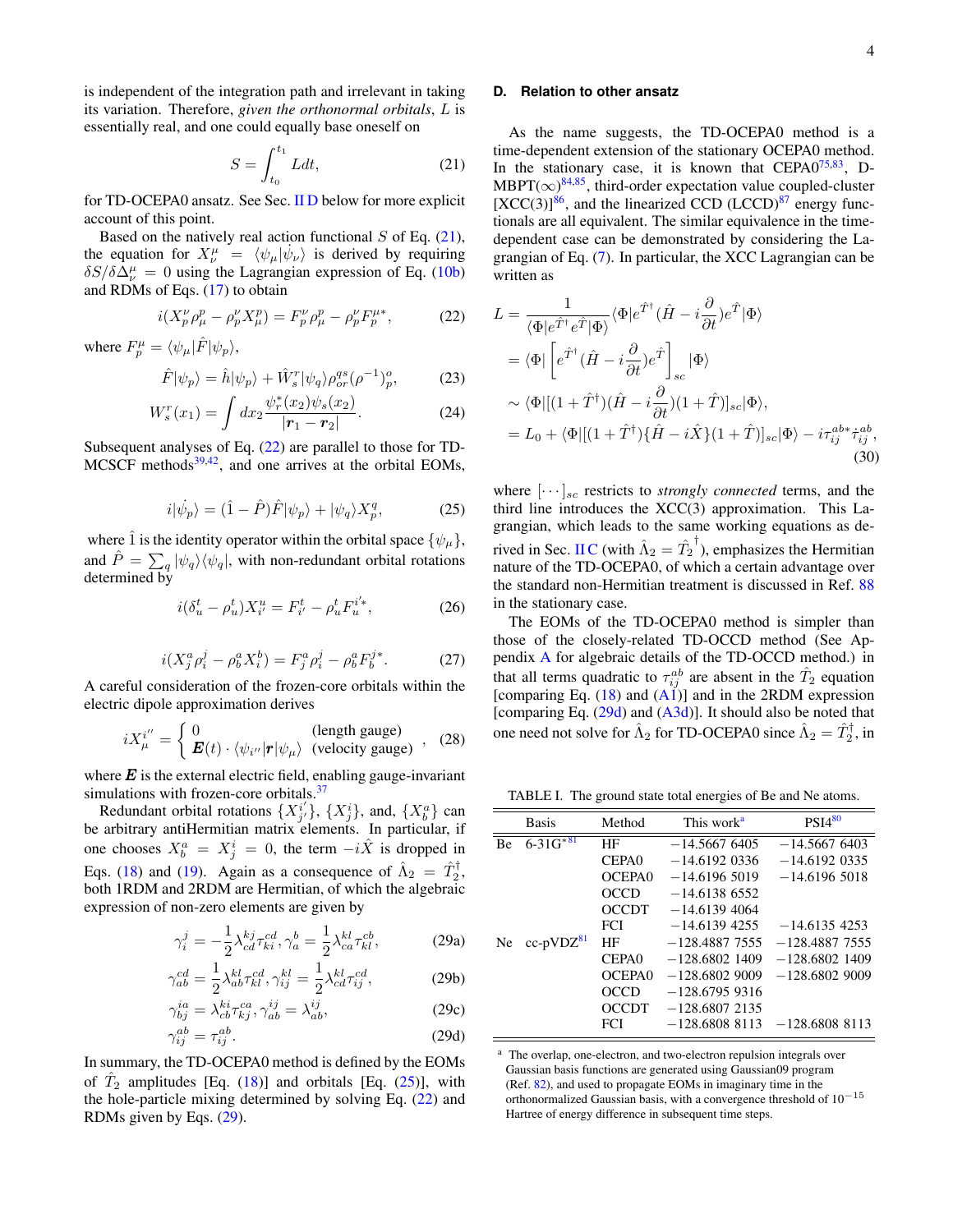is independent of the integration path and irrelevant in taking its variation. Therefore, *given the orthonormal orbitals*, $L$ is essentially real, and one could equally base oneself on

$$S = \int_{t_0}^{t_1} L dt, \tag{21}$$

for TD-OCEPA0 ansatz. See Sec. II D below for more explicit account of this point.

Based on the natively real action functional $S$ of Eq. (21), the equation for $X^\mu_\nu = \langle \psi_\mu | \dot{\psi}_\nu \rangle$ is derived by requiring $\delta S / \delta \Delta^\mu_\nu = 0$ using the Lagrangian expression of Eq. (10b) and RDMs of Eqs. (17) to obtain

$$i(X^\nu_p \rho^p_\mu - \rho^\nu_p X^p_\mu) = F^\nu_p \rho^p_\mu - \rho^\nu_p F^{\mu *}_p, \tag{22}$$

where $F^\mu_p = \langle \psi_\mu | \hat{F} | \psi_p \rangle$,

$$\hat{F}|\psi_p\rangle = \hat{h}|\psi_p\rangle + \hat{W}^r_s |\psi_q\rangle \rho^{qs}_{or} (\rho^{-1})^o_p, \tag{23}$$

$$W^r_s(x_1) = \int dx_2 \frac{\psi^*_r(x_2)\psi_s(x_2)}{|\boldsymbol{r}_1 - \boldsymbol{r}_2|}. \tag{24}$$

Subsequent analyses of Eq. (22) are parallel to those for TD-MCSCF methods[39,42], and one arrives at the orbital EOMs,

$$i|\dot{\psi}_p\rangle = (\hat{1} - \hat{P})\hat{F}|\psi_p\rangle + |\psi_q\rangle X^q_p, \tag{25}$$

where $\hat{1}$ is the identity operator within the orbital space $\{\psi_\mu\}$, and $\hat{P} = \sum_q |\psi_q\rangle\langle\psi_q|$, with non-redundant orbital rotations determined by

$$i(\delta^t_u - \rho^t_u) X^u_{i'} = F^t_{i'} - \rho^t_u F^{i'*}_u, \tag{26}$$

$$i(X^a_j \rho^j_i - \rho^a_b X^b_i) = F^a_j \rho^j_i - \rho^a_b F^{j*}_b. \tag{27}$$

A careful consideration of the frozen-core orbitals within the electric dipole approximation derives

$$iX^{i''}_\mu = \begin{cases} 0 & \text{(length gauge)} \\ \boldsymbol{E}(t) \cdot \langle \psi_{i''} | \boldsymbol{r} | \psi_\mu \rangle & \text{(velocity gauge)} \end{cases}, \tag{28}$$

where $\boldsymbol{E}$ is the external electric field, enabling gauge-invariant simulations with frozen-core orbitals.[37]

Redundant orbital rotations $\{X^{i'}_{j'}\}$, $\{X^i_j\}$, and, $\{X^a_b\}$ can be arbitrary antiHermitian matrix elements. In particular, if one chooses $X^a_b = X^i_j = 0$, the term $-i\hat{X}$ is dropped in Eqs. (18) and (19). Again as a consequence of $\hat{\Lambda}_2 = \hat{T}^\dagger_2$, both 1RDM and 2RDM are Hermitian, of which the algebraic expression of non-zero elements are given by

$$\gamma^j_i = -\frac{1}{2}\lambda^{kj}_{cd}\tau^{cd}_{ki}, \gamma^b_a = \frac{1}{2}\lambda^{kl}_{ca}\tau^{cb}_{kl}, \tag{29a}$$

$$\gamma^{cd}_{ab} = \frac{1}{2}\lambda^{kl}_{ab}\tau^{cd}_{kl}, \gamma^{kl}_{ij} = \frac{1}{2}\lambda^{kl}_{cd}\tau^{cd}_{ij}, \tag{29b}$$

$$\gamma^{ia}_{bj} = \lambda^{ki}_{cb}\tau^{ca}_{kj}, \gamma^{ij}_{ab} = \lambda^{ij}_{ab}, \tag{29c}$$

$$\gamma^{ab}_{ij} = \tau^{ab}_{ij}. \tag{29d}$$

In summary, the TD-OCEPA0 method is defined by the EOMs of $\hat{T}_2$ amplitudes [Eq. (18)] and orbitals [Eq. (25)], with the hole-particle mixing determined by solving Eq. (22) and RDMs given by Eqs. (29).

### D. Relation to other ansatz

As the name suggests, the TD-OCEPA0 method is a time-dependent extension of the stationary OCEPA0 method. In the stationary case, it is known that CEPA0[75,83], D-MBPT($\infty$)[84,85], third-order expectation value coupled-cluster [XCC(3)][86], and the linearized CCD (LCCD)[87] energy functionals are all equivalent. The similar equivalence in the time-dependent case can be demonstrated by considering the Lagrangian of Eq. (7). In particular, the XCC Lagrangian can be written as

$$\begin{aligned}
L &= \frac{1}{\langle \Phi | e^{\hat{T}^\dagger} e^{\hat{T}} | \Phi \rangle} \langle \Phi | e^{\hat{T}^\dagger} (\hat{H} - i\frac{\partial}{\partial t}) e^{\hat{T}} | \Phi \rangle \\
&= \langle \Phi | \left[ e^{\hat{T}^\dagger} (\hat{H} - i\frac{\partial}{\partial t}) e^{\hat{T}} \right]_{sc} | \Phi \rangle \\
&\sim \langle \Phi | [(1 + \hat{T}^\dagger)(\hat{H} - i\frac{\partial}{\partial t})(1 + \hat{T})]_{sc} | \Phi \rangle, \\
&= L_0 + \langle \Phi | [(1 + \hat{T}^\dagger)\{\hat{H} - i\hat{X}\}(1 + \hat{T})]_{sc} | \Phi \rangle - i\tau^{ab*}_{ij}\dot{\tau}^{ab}_{ij},
\end{aligned} \tag{30}$$

where $[\cdots]_{sc}$ restricts to *strongly connected* terms, and the third line introduces the XCC(3) approximation. This Lagrangian, which leads to the same working equations as derived in Sec. II C (with $\hat{\Lambda}_2 = \hat{T}_2^\dagger$), emphasizes the Hermitian nature of the TD-OCEPA0, of which a certain advantage over the standard non-Hermitian treatment is discussed in Ref. 88 in the stationary case.

The EOMs of the TD-OCEPA0 method is simpler than those of the closely-related TD-OCCD method (See Appendix A for algebraic details of the TD-OCCD method.) in that all terms quadratic to $\tau^{ab}_{ij}$ are absent in the $\hat{T}_2$ equation [comparing Eq. (18) and (A1)] and in the 2RDM expression [comparing Eq. (29d) and (A3d)]. It should also be noted that one need not solve for $\hat{\Lambda}_2$ for TD-OCEPA0 since $\hat{\Lambda}_2 = \hat{T}^\dagger_2$, in

TABLE I. The ground state total energies of Be and Ne atoms.

| | Basis | Method | This work[a] | PSI4[80] |
|---|---|---|---|---|
| Be | 6-31G*[81] | HF | −14.5667 6405 | −14.5667 6403 |
| | | CEPA0 | −14.6192 0336 | −14.6192 0335 |
| | | OCEPA0 | −14.6196 5019 | −14.6196 5018 |
| | | OCCD | −14.6138 6552 | |
| | | OCCDT | −14.6139 4064 | |
| | | FCI | −14.6139 4255 | −14.6135 4253 |
| Ne | cc-pVDZ[81] | HF | −128.4887 7555 | −128.4887 7555 |
| | | CEPA0 | −128.6802 1409 | −128.6802 1409 |
| | | OCEPA0 | −128.6802 9009 | −128.6802 9009 |
| | | OCCD | −128.6795 9316 | |
| | | OCCDT | −128.6807 2135 | |
| | | FCI | −128.6808 8113 | −128.6808 8113 |

[a] The overlap, one-electron, and two-electron repulsion integrals over Gaussian basis functions are generated using Gaussian09 program (Ref. 82), and used to propagate EOMs in imaginary time in the orthonormalized Gaussian basis, with a convergence threshold of $10^{-15}$ Hartree of energy difference in subsequent time steps.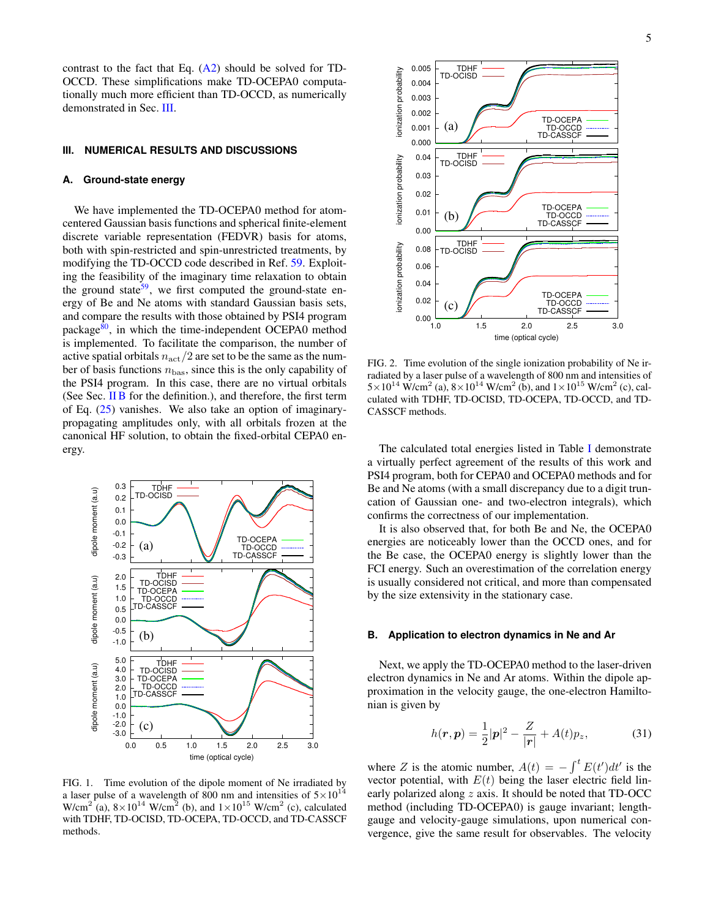contrast to the fact that Eq. (A2) should be solved for TD-OCCD. These simplifications make TD-OCEPA0 computationally much more efficient than TD-OCCD, as numerically demonstrated in Sec. III.

## III. NUMERICAL RESULTS AND DISCUSSIONS

### A. Ground-state energy

We have implemented the TD-OCEPA0 method for atom-centered Gaussian basis functions and spherical finite-element discrete variable representation (FEDVR) basis for atoms, both with spin-restricted and spin-unrestricted treatments, by modifying the TD-OCCD code described in Ref. 59. Exploiting the feasibility of the imaginary time relaxation to obtain the ground state[59], we first computed the ground-state energy of Be and Ne atoms with standard Gaussian basis sets, and compare the results with those obtained by PSI4 program package[80], in which the time-independent OCEPA0 method is implemented. To facilitate the comparison, the number of active spatial orbitals $n_{\mathrm{act}}/2$ are set to be the same as the number of basis functions $n_{\mathrm{bas}}$, since this is the only capability of the PSI4 program. In this case, there are no virtual orbitals (See Sec. II B for the definition.), and therefore, the first term of Eq. (25) vanishes. We also take an option of imaginary-propagating amplitudes only, with all orbitals frozen at the canonical HF solution, to obtain the fixed-orbital CEPA0 energy.

FIG. 1. Time evolution of the dipole moment of Ne irradiated by a laser pulse of a wavelength of 800 nm and intensities of $5\times10^{14}$ W/cm$^2$ (a), $8\times10^{14}$ W/cm$^2$ (b), and $1\times10^{15}$ W/cm$^2$ (c), calculated with TDHF, TD-OCISD, TD-OCEPA, TD-OCCD, and TD-CASSCF methods.

FIG. 2. Time evolution of the single ionization probability of Ne irradiated by a laser pulse of a wavelength of 800 nm and intensities of $5\times10^{14}$ W/cm$^2$ (a), $8\times10^{14}$ W/cm$^2$ (b), and $1\times10^{15}$ W/cm$^2$ (c), calculated with TDHF, TD-OCISD, TD-OCEPA, TD-OCCD, and TD-CASSCF methods.

The calculated total energies listed in Table I demonstrate a virtually perfect agreement of the results of this work and PSI4 program, both for CEPA0 and OCEPA0 methods and for Be and Ne atoms (with a small discrepancy due to a digit truncation of Gaussian one- and two-electron integrals), which confirms the correctness of our implementation.

It is also observed that, for both Be and Ne, the OCEPA0 energies are noticeably lower than the OCCD ones, and for the Be case, the OCEPA0 energy is slightly lower than the FCI energy. Such an overestimation of the correlation energy is usually considered not critical, and more than compensated by the size extensivity in the stationary case.

### B. Application to electron dynamics in Ne and Ar

Next, we apply the TD-OCEPA0 method to the laser-driven electron dynamics in Ne and Ar atoms. Within the dipole approximation in the velocity gauge, the one-electron Hamiltonian is given by

$$h(\boldsymbol{r},\boldsymbol{p}) = \frac{1}{2}|\boldsymbol{p}|^2 - \frac{Z}{|\boldsymbol{r}|} + A(t)p_z, \tag{31}$$

where $Z$ is the atomic number, $A(t) = -\int^t E(t')dt'$ is the vector potential, with $E(t)$ being the laser electric field linearly polarized along $z$ axis. It should be noted that TD-OCC method (including TD-OCEPA0) is gauge invariant; length-gauge and velocity-gauge simulations, upon numerical convergence, give the same result for observables. The velocity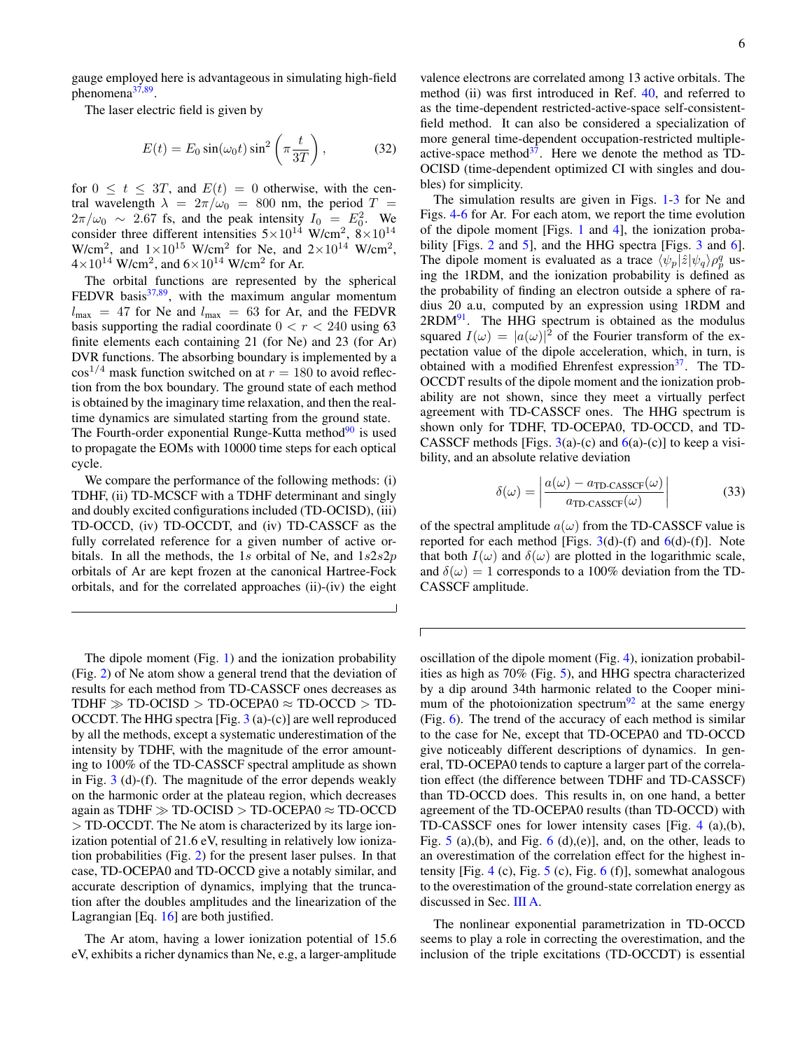gauge employed here is advantageous in simulating high-field phenomena[37,89].

The laser electric field is given by

$$E(t) = E_0 \sin(\omega_0 t) \sin^2\left(\pi \frac{t}{3T}\right), \tag{32}$$

for $0 \leq t \leq 3T$, and $E(t) = 0$ otherwise, with the central wavelength $\lambda = 2\pi/\omega_0 = 800$ nm, the period $T = 2\pi/\omega_0 \sim 2.67$ fs, and the peak intensity $I_0 = E_0^2$. We consider three different intensities $5\times10^{14}$ W/cm$^2$, $8\times10^{14}$ W/cm$^2$, and $1\times10^{15}$ W/cm$^2$ for Ne, and $2\times10^{14}$ W/cm$^2$, $4\times10^{14}$ W/cm$^2$, and $6\times10^{14}$ W/cm$^2$ for Ar.

The orbital functions are represented by the spherical FEDVR basis[37,89], with the maximum angular momentum $l_{\max} = 47$ for Ne and $l_{\max} = 63$ for Ar, and the FEDVR basis supporting the radial coordinate $0 < r < 240$ using 63 finite elements each containing 21 (for Ne) and 23 (for Ar) DVR functions. The absorbing boundary is implemented by a $\cos^{1/4}$ mask function switched on at $r = 180$ to avoid reflection from the box boundary. The ground state of each method is obtained by the imaginary time relaxation, and then the real-time dynamics are simulated starting from the ground state. The Fourth-order exponential Runge-Kutta method[90] is used to propagate the EOMs with 10000 time steps for each optical cycle.

We compare the performance of the following methods: (i) TDHF, (ii) TD-MCSCF with a TDHF determinant and singly and doubly excited configurations included (TD-OCISD), (iii) TD-OCCD, (iv) TD-OCCDT, and (iv) TD-CASSCF as the fully correlated reference for a given number of active orbitals. In all the methods, the $1s$ orbital of Ne, and $1s2s2p$ orbitals of Ar are kept frozen at the canonical Hartree-Fock orbitals, and for the correlated approaches (ii)-(iv) the eight valence electrons are correlated among 13 active orbitals. The method (ii) was first introduced in Ref. 40, and referred to as the time-dependent restricted-active-space self-consistent-field method. It can also be considered a specialization of more general time-dependent occupation-restricted multiple-active-space method[37]. Here we denote the method as TD-OCISD (time-dependent optimized CI with singles and doubles) for simplicity.

The simulation results are given in Figs. 1-3 for Ne and Figs. 4-6 for Ar. For each atom, we report the time evolution of the dipole moment [Figs. 1 and 4], the ionization probability [Figs. 2 and 5], and the HHG spectra [Figs. 3 and 6]. The dipole moment is evaluated as a trace $\langle\psi_p|\hat{z}|\psi_q\rangle\rho_p^q$ using the 1RDM, and the ionization probability is defined as the probability of finding an electron outside a sphere of radius 20 a.u, computed by an expression using 1RDM and 2RDM[91]. The HHG spectrum is obtained as the modulus squared $I(\omega) = |a(\omega)|^2$ of the Fourier transform of the expectation value of the dipole acceleration, which, in turn, is obtained with a modified Ehrenfest expression[37]. The TD-OCCDT results of the dipole moment and the ionization probability are not shown, since they meet a virtually perfect agreement with TD-CASSCF ones. The HHG spectrum is shown only for TDHF, TD-OCEPA0, TD-OCCD, and TD-CASSCF methods [Figs. 3(a)-(c) and 6(a)-(c)] to keep a visibility, and an absolute relative deviation

$$\delta(\omega) = \left|\frac{a(\omega) - a_{\text{TD-CASSCF}}(\omega)}{a_{\text{TD-CASSCF}}(\omega)}\right| \tag{33}$$

of the spectral amplitude $a(\omega)$ from the TD-CASSCF value is reported for each method [Figs. 3(d)-(f) and 6(d)-(f)]. Note that both $I(\omega)$ and $\delta(\omega)$ are plotted in the logarithmic scale, and $\delta(\omega) = 1$ corresponds to a 100% deviation from the TD-CASSCF amplitude.

The dipole moment (Fig. 1) and the ionization probability (Fig. 2) of Ne atom show a general trend that the deviation of results for each method from TD-CASSCF ones decreases as TDHF $\gg$ TD-OCISD $>$ TD-OCEPA0 $\approx$ TD-OCCD $>$ TD-OCCDT. The HHG spectra [Fig. 3 (a)-(c)] are well reproduced by all the methods, except a systematic underestimation of the intensity by TDHF, with the magnitude of the error amounting to 100% of the TD-CASSCF spectral amplitude as shown in Fig. 3 (d)-(f). The magnitude of the error depends weakly on the harmonic order at the plateau region, which decreases again as TDHF $\gg$ TD-OCISD $>$ TD-OCEPA0 $\approx$ TD-OCCD $>$ TD-OCCDT. The Ne atom is characterized by its large ionization potential of 21.6 eV, resulting in relatively low ionization probabilities (Fig. 2) for the present laser pulses. In that case, TD-OCEPA0 and TD-OCCD give a notably similar, and accurate description of dynamics, implying that the truncation after the doubles amplitudes and the linearization of the Lagrangian [Eq. 16] are both justified.

The Ar atom, having a lower ionization potential of 15.6 eV, exhibits a richer dynamics than Ne, e.g, a larger-amplitude oscillation of the dipole moment (Fig. 4), ionization probabilities as high as 70% (Fig. 5), and HHG spectra characterized by a dip around 34th harmonic related to the Cooper minimum of the photoionization spectrum[92] at the same energy (Fig. 6). The trend of the accuracy of each method is similar to the case for Ne, except that TD-OCEPA0 and TD-OCCD give noticeably different descriptions of dynamics. In general, TD-OCEPA0 tends to capture a larger part of the correlation effect (the difference between TDHF and TD-CASSCF) than TD-OCCD does. This results in, on one hand, a better agreement of the TD-OCEPA0 results (than TD-OCCD) with TD-CASSCF ones for lower intensity cases [Fig. 4 (a),(b), Fig. 5 (a),(b), and Fig. 6 (d),(e)], and, on the other, leads to an overestimation of the correlation effect for the highest intensity [Fig. 4 (c), Fig. 5 (c), Fig. 6 (f)], somewhat analogous to the overestimation of the ground-state correlation energy as discussed in Sec. III A.

The nonlinear exponential parametrization in TD-OCCD seems to play a role in correcting the overestimation, and the inclusion of the triple excitations (TD-OCCDT) is essential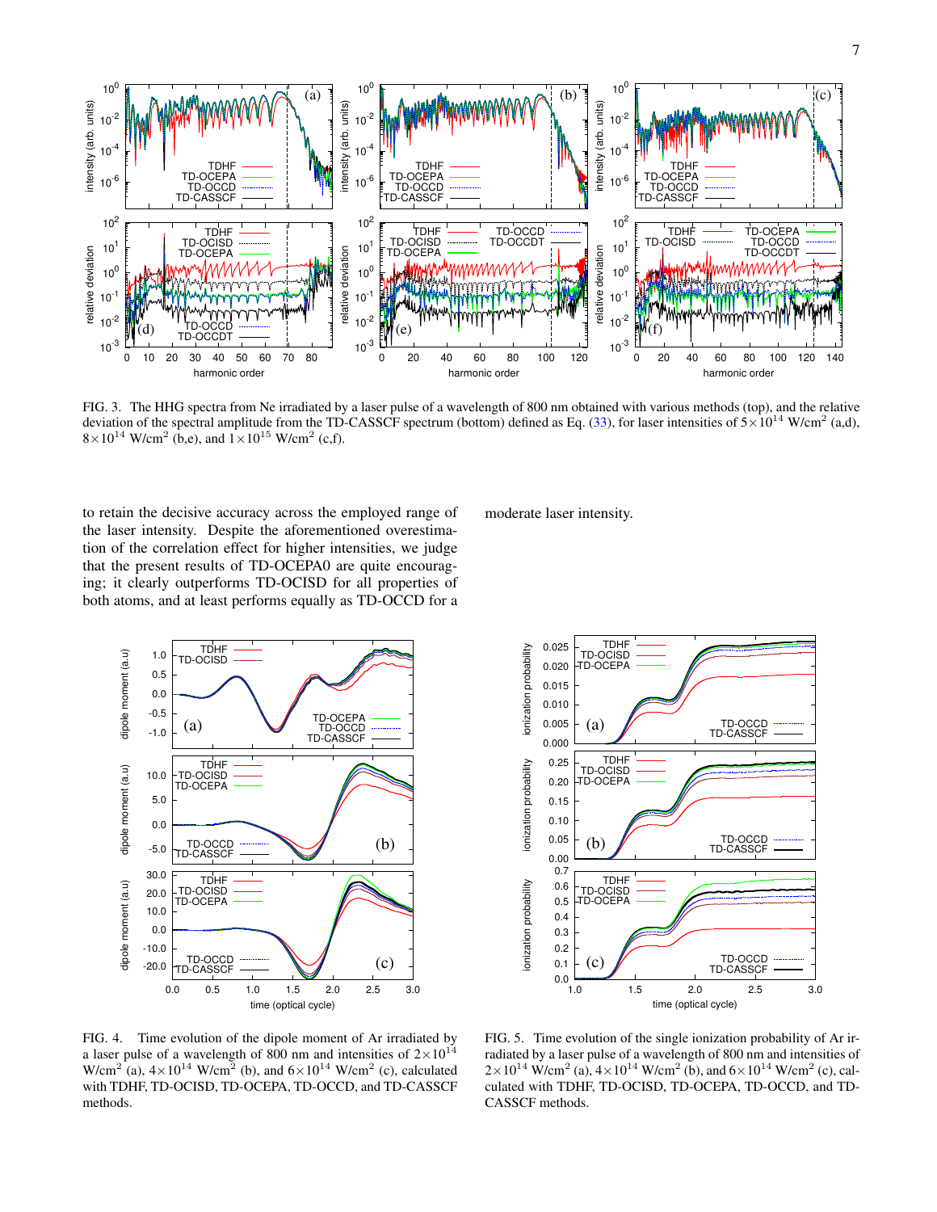FIG. 3. The HHG spectra from Ne irradiated by a laser pulse of a wavelength of 800 nm obtained with various methods (top), and the relative deviation of the spectral amplitude from the TD-CASSCF spectrum (bottom) defined as Eq. (33), for laser intensities of $5\times10^{14}$ W/cm$^2$ (a,d), $8\times10^{14}$ W/cm$^2$ (b,e), and $1\times10^{15}$ W/cm$^2$ (c,f).

to retain the decisive accuracy across the employed range of the laser intensity. Despite the aforementioned overestimation of the correlation effect for higher intensities, we judge that the present results of TD-OCEPA0 are quite encouraging; it clearly outperforms TD-OCISD for all properties of both atoms, and at least performs equally as TD-OCCD for a moderate laser intensity.

FIG. 4. Time evolution of the dipole moment of Ar irradiated by a laser pulse of a wavelength of 800 nm and intensities of $2\times10^{14}$ W/cm$^2$ (a), $4\times10^{14}$ W/cm$^2$ (b), and $6\times10^{14}$ W/cm$^2$ (c), calculated with TDHF, TD-OCISD, TD-OCEPA, TD-OCCD, and TD-CASSCF methods.

FIG. 5. Time evolution of the single ionization probability of Ar irradiated by a laser pulse of a wavelength of 800 nm and intensities of $2\times10^{14}$ W/cm$^2$ (a), $4\times10^{14}$ W/cm$^2$ (b), and $6\times10^{14}$ W/cm$^2$ (c), calculated with TDHF, TD-OCISD, TD-OCEPA, TD-OCCD, and TD-CASSCF methods.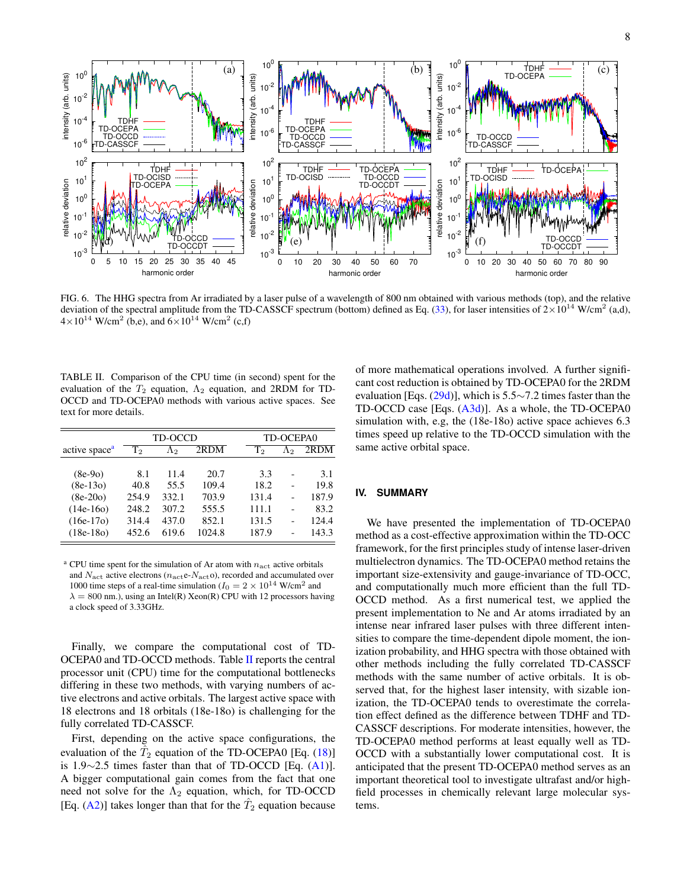FIG. 6. The HHG spectra from Ar irradiated by a laser pulse of a wavelength of 800 nm obtained with various methods (top), and the relative deviation of the spectral amplitude from the TD-CASSCF spectrum (bottom) defined as Eq. (33), for laser intensities of $2\times10^{14}$ W/cm$^2$ (a,d), $4\times10^{14}$ W/cm$^2$ (b,e), and $6\times10^{14}$ W/cm$^2$ (c,f)

TABLE II. Comparison of the CPU time (in second) spent for the evaluation of the $T_2$ equation, $\Lambda_2$ equation, and 2RDM for TD-OCCD and TD-OCEPA0 methods with various active spaces. See text for more details.

| active space[a] | TD-OCCD | | | TD-OCEPA0 | | |
|---|---|---|---|---|---|---|
| | $T_2$ | $\Lambda_2$ | 2RDM | $T_2$ | $\Lambda_2$ | 2RDM |
| (8e-9o) | 8.1 | 11.4 | 20.7 | 3.3 | - | 3.1 |
| (8e-13o) | 40.8 | 55.5 | 109.4 | 18.2 | - | 19.8 |
| (8e-20o) | 254.9 | 332.1 | 703.9 | 131.4 | - | 187.9 |
| (14e-16o) | 248.2 | 307.2 | 555.5 | 111.1 | - | 83.2 |
| (16e-17o) | 314.4 | 437.0 | 852.1 | 131.5 | - | 124.4 |
| (18e-18o) | 452.6 | 619.6 | 1024.8 | 187.9 | - | 143.3 |

[a] CPU time spent for the simulation of Ar atom with $n_{\rm act}$ active orbitals and $N_{\rm act}$ active electrons ($n_{\rm act}$e-$N_{\rm act}$o), recorded and accumulated over 1000 time steps of a real-time simulation ($I_0 = 2\times10^{14}$ W/cm$^2$ and $\lambda = 800$ nm.), using an Intel(R) Xeon(R) CPU with 12 processors having a clock speed of 3.33GHz.

Finally, we compare the computational cost of TD-OCEPA0 and TD-OCCD methods. Table II reports the central processor unit (CPU) time for the computational bottlenecks differing in these two methods, with varying numbers of active electrons and active orbitals. The largest active space with 18 electrons and 18 orbitals (18e-18o) is challenging for the fully correlated TD-CASSCF.

First, depending on the active space configurations, the evaluation of the $\hat{T}_2$ equation of the TD-OCEPA0 [Eq. (18)] is 1.9∼2.5 times faster than that of TD-OCCD [Eq. (A1)]. A bigger computational gain comes from the fact that one need not solve for the $\Lambda_2$ equation, which, for TD-OCCD [Eq. (A2)] takes longer than that for the $\hat{T}_2$ equation because of more mathematical operations involved. A further significant cost reduction is obtained by TD-OCEPA0 for the 2RDM evaluation [Eqs. (29d)], which is 5.5∼7.2 times faster than the TD-OCCD case [Eqs. (A3d)]. As a whole, the TD-OCEPA0 simulation with, e.g, the (18e-18o) active space achieves 6.3 times speed up relative to the TD-OCCD simulation with the same active orbital space.

## IV. SUMMARY

We have presented the implementation of TD-OCEPA0 method as a cost-effective approximation within the TD-OCC framework, for the first principles study of intense laser-driven multielectron dynamics. The TD-OCEPA0 method retains the important size-extensivity and gauge-invariance of TD-OCC, and computationally much more efficient than the full TD-OCCD method. As a first numerical test, we applied the present implementation to Ne and Ar atoms irradiated by an intense near infrared laser pulses with three different intensities to compare the time-dependent dipole moment, the ionization probability, and HHG spectra with those obtained with other methods including the fully correlated TD-CASSCF methods with the same number of active orbitals. It is observed that, for the highest laser intensity, with sizable ionization, the TD-OCEPA0 tends to overestimate the correlation effect defined as the difference between TDHF and TD-CASSCF descriptions. For moderate intensities, however, the TD-OCEPA0 method performs at least equally well as TD-OCCD with a substantially lower computational cost. It is anticipated that the present TD-OCEPA0 method serves as an important theoretical tool to investigate ultrafast and/or high-field processes in chemically relevant large molecular systems.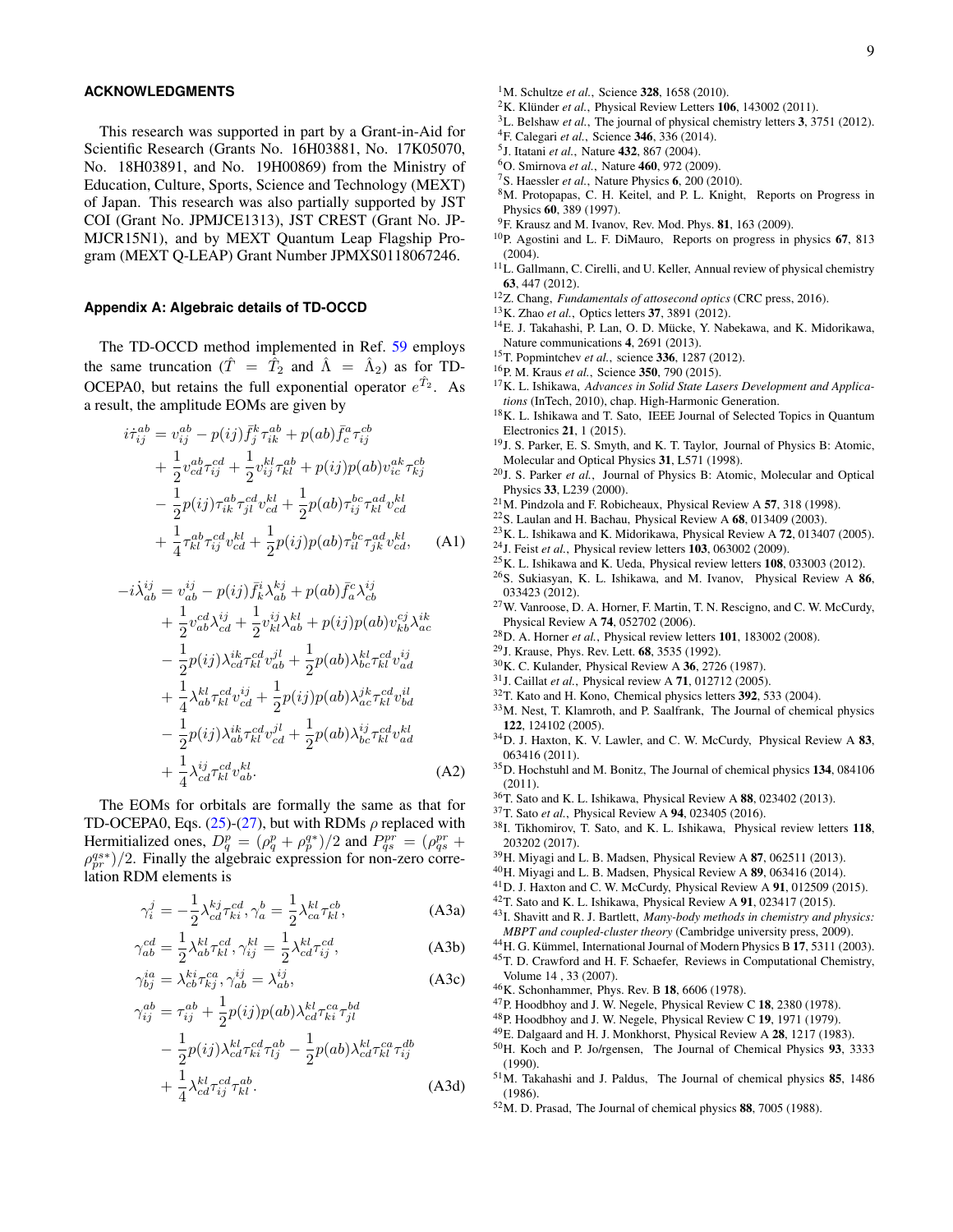## ACKNOWLEDGMENTS

This research was supported in part by a Grant-in-Aid for Scientific Research (Grants No. 16H03881, No. 17K05070, No. 18H03891, and No. 19H00869) from the Ministry of Education, Culture, Sports, Science and Technology (MEXT) of Japan. This research was also partially supported by JST COI (Grant No. JPMJCE1313), JST CREST (Grant No. JP-MJCR15N1), and by MEXT Quantum Leap Flagship Program (MEXT Q-LEAP) Grant Number JPMXS0118067246.

## Appendix A: Algebraic details of TD-OCCD

The TD-OCCD method implemented in Ref. 59 employs the same truncation ($\hat{T} = \hat{T}_2$ and $\hat{\Lambda} = \hat{\Lambda}_2$) as for TD-OCEPA0, but retains the full exponential operator $e^{\hat{T}_2}$. As a result, the amplitude EOMs are given by

$$
\begin{aligned}
i\dot{\tau}_{ij}^{ab} &= v_{ij}^{ab} - p(ij)\bar{f}_j^k \tau_{ik}^{ab} + p(ab)\bar{f}_c^a \tau_{ij}^{cb} \\
&+ \frac{1}{2} v_{cd}^{ab} \tau_{ij}^{cd} + \frac{1}{2} v_{ij}^{kl} \tau_{kl}^{ab} + p(ij)p(ab) v_{ic}^{ak} \tau_{kj}^{cb} \\
&- \frac{1}{2} p(ij) \tau_{ik}^{ab} \tau_{jl}^{cd} v_{cd}^{kl} + \frac{1}{2} p(ab) \tau_{ij}^{bc} \tau_{kl}^{ad} v_{cd}^{kl} \\
&+ \frac{1}{4} \tau_{kl}^{ab} \tau_{ij}^{cd} v_{cd}^{kl} + \frac{1}{2} p(ij)p(ab) \tau_{il}^{bc} \tau_{jk}^{ad} v_{cd}^{kl}, \qquad \text{(A1)}
\end{aligned}
$$

$$
\begin{aligned}
-i\dot{\lambda}_{ab}^{ij} &= v_{ab}^{ij} - p(ij)\bar{f}_k^i \lambda_{ab}^{kj} + p(ab)\bar{f}_a^c \lambda_{cb}^{ij} \\
&+ \frac{1}{2} v_{ab}^{cd} \lambda_{cd}^{ij} + \frac{1}{2} v_{kl}^{ij} \lambda_{ab}^{kl} + p(ij)p(ab) v_{kb}^{cj} \lambda_{ac}^{ik} \\
&- \frac{1}{2} p(ij) \lambda_{cd}^{ik} \tau_{kl}^{cd} v_{ab}^{jl} + \frac{1}{2} p(ab) \lambda_{bc}^{kl} \tau_{kl}^{cd} v_{ad}^{ij} \\
&+ \frac{1}{4} \lambda_{ab}^{kl} \tau_{kl}^{cd} v_{cd}^{ij} + \frac{1}{2} p(ij)p(ab) \lambda_{ac}^{jk} \tau_{kl}^{cd} v_{bd}^{il} \\
&- \frac{1}{2} p(ij) \lambda_{ab}^{ik} \tau_{kl}^{cd} v_{cd}^{jl} + \frac{1}{2} p(ab) \lambda_{bc}^{ij} \tau_{kl}^{cd} v_{ad}^{kl} \\
&+ \frac{1}{4} \lambda_{cd}^{ij} \tau_{kl}^{cd} v_{ab}^{kl}. \qquad \text{(A2)}
\end{aligned}
$$

The EOMs for orbitals are formally the same as that for TD-OCEPA0, Eqs. (25)-(27), but with RDMs $\rho$ replaced with Hermitialized ones, $D_q^p = (\rho_q^p + \rho_p^{q*})/2$ and $P_{qs}^{pr} = (\rho_{qs}^{pr} + \rho_{pr}^{qs*})/2$. Finally the algebraic expression for non-zero correlation RDM elements is

$$
\gamma_i^j = -\frac{1}{2} \lambda_{cd}^{kj} \tau_{ki}^{cd}, \gamma_a^b = \frac{1}{2} \lambda_{ca}^{kl} \tau_{kl}^{cb}, \qquad \text{(A3a)}
$$

$$
\gamma_{ab}^{cd} = \frac{1}{2} \lambda_{ab}^{kl} \tau_{kl}^{cd}, \gamma_{ij}^{kl} = \frac{1}{2} \lambda_{cd}^{kl} \tau_{ij}^{cd}, \qquad \text{(A3b)}
$$

$$
\gamma_{bj}^{ia} = \lambda_{cb}^{ki} \tau_{kj}^{ca}, \gamma_{ab}^{ij} = \lambda_{ab}^{ij}, \qquad \text{(A3c)}
$$

$$
\begin{aligned}
\gamma_{ij}^{ab} &= \tau_{ij}^{ab} + \frac{1}{2} p(ij)p(ab) \lambda_{cd}^{kl} \tau_{ki}^{ca} \tau_{jl}^{bd} \\
&- \frac{1}{2} p(ij) \lambda_{cd}^{kl} \tau_{ki}^{cd} \tau_{lj}^{ab} - \frac{1}{2} p(ab) \lambda_{cd}^{kl} \tau_{kl}^{ca} \tau_{ij}^{db} \\
&+ \frac{1}{4} \lambda_{cd}^{kl} \tau_{ij}^{cd} \tau_{kl}^{ab}. \qquad \text{(A3d)}
\end{aligned}
$$

[1] M. Schultze *et al.*, Science **328**, 1658 (2010).
[2] K. Klünder *et al.*, Physical Review Letters **106**, 143002 (2011).
[3] L. Belshaw *et al.*, The journal of physical chemistry letters **3**, 3751 (2012).
[4] F. Calegari *et al.*, Science **346**, 336 (2014).
[5] J. Itatani *et al.*, Nature **432**, 867 (2004).
[6] O. Smirnova *et al.*, Nature **460**, 972 (2009).
[7] S. Haessler *et al.*, Nature Physics **6**, 200 (2010).
[8] M. Protopapas, C. H. Keitel, and P. L. Knight, Reports on Progress in Physics **60**, 389 (1997).
[9] F. Krausz and M. Ivanov, Rev. Mod. Phys. **81**, 163 (2009).
[10] P. Agostini and L. F. DiMauro, Reports on progress in physics **67**, 813 (2004).
[11] L. Gallmann, C. Cirelli, and U. Keller, Annual review of physical chemistry **63**, 447 (2012).
[12] Z. Chang, *Fundamentals of attosecond optics* (CRC press, 2016).
[13] K. Zhao *et al.*, Optics letters **37**, 3891 (2012).
[14] E. J. Takahashi, P. Lan, O. D. Mücke, Y. Nabekawa, and K. Midorikawa, Nature communications **4**, 2691 (2013).
[15] T. Popmintchev *et al.*, science **336**, 1287 (2012).
[16] P. M. Kraus *et al.*, Science **350**, 790 (2015).
[17] K. L. Ishikawa, *Advances in Solid State Lasers Development and Applications* (InTech, 2010), chap. High-Harmonic Generation.
[18] K. L. Ishikawa and T. Sato, IEEE Journal of Selected Topics in Quantum Electronics **21**, 1 (2015).
[19] J. S. Parker, E. S. Smyth, and K. T. Taylor, Journal of Physics B: Atomic, Molecular and Optical Physics **31**, L571 (1998).
[20] J. S. Parker *et al.*, Journal of Physics B: Atomic, Molecular and Optical Physics **33**, L239 (2000).
[21] M. Pindzola and F. Robicheaux, Physical Review A **57**, 318 (1998).
[22] S. Laulan and H. Bachau, Physical Review A **68**, 013409 (2003).
[23] K. L. Ishikawa and K. Midorikawa, Physical Review A **72**, 013407 (2005).
[24] J. Feist *et al.*, Physical review letters **103**, 063002 (2009).
[25] K. L. Ishikawa and K. Ueda, Physical review letters **108**, 033003 (2012).
[26] S. Sukiasyan, K. L. Ishikawa, and M. Ivanov, Physical Review A **86**, 033423 (2012).
[27] W. Vanroose, D. A. Horner, F. Martin, T. N. Rescigno, and C. W. McCurdy, Physical Review A **74**, 052702 (2006).
[28] D. A. Horner *et al.*, Physical review letters **101**, 183002 (2008).
[29] J. Krause, Phys. Rev. Lett. **68**, 3535 (1992).
[30] K. C. Kulander, Physical Review A **36**, 2726 (1987).
[31] J. Caillat *et al.*, Physical review A **71**, 012712 (2005).
[32] T. Kato and H. Kono, Chemical physics letters **392**, 533 (2004).
[33] M. Nest, T. Klamroth, and P. Saalfrank, The Journal of chemical physics **122**, 124102 (2005).
[34] D. J. Haxton, K. V. Lawler, and C. W. McCurdy, Physical Review A **83**, 063416 (2011).
[35] D. Hochstuhl and M. Bonitz, The Journal of chemical physics **134**, 084106 (2011).
[36] T. Sato and K. L. Ishikawa, Physical Review A **88**, 023402 (2013).
[37] T. Sato *et al.*, Physical Review A **94**, 023405 (2016).
[38] I. Tikhomirov, T. Sato, and K. L. Ishikawa, Physical review letters **118**, 203202 (2017).
[39] H. Miyagi and L. B. Madsen, Physical Review A **87**, 062511 (2013).
[40] H. Miyagi and L. B. Madsen, Physical Review A **89**, 063416 (2014).
[41] D. J. Haxton and C. W. McCurdy, Physical Review A **91**, 012509 (2015).
[42] T. Sato and K. L. Ishikawa, Physical Review A **91**, 023417 (2015).
[43] I. Shavitt and R. J. Bartlett, *Many-body methods in chemistry and physics: MBPT and coupled-cluster theory* (Cambridge university press, 2009).
[44] H. G. Kümmel, International Journal of Modern Physics B **17**, 5311 (2003).
[45] T. D. Crawford and H. F. Schaefer, Reviews in Computational Chemistry, Volume 14 , 33 (2007).
[46] K. Schonhammer, Phys. Rev. B **18**, 6606 (1978).
[47] P. Hoodbhoy and J. W. Negele, Physical Review C **18**, 2380 (1978).
[48] P. Hoodbhoy and J. W. Negele, Physical Review C **19**, 1971 (1979).
[49] E. Dalgaard and H. J. Monkhorst, Physical Review A **28**, 1217 (1983).
[50] H. Koch and P. Jo/rgensen, The Journal of Chemical Physics **93**, 3333 (1990).
[51] M. Takahashi and J. Paldus, The Journal of chemical physics **85**, 1486 (1986).
[52] M. D. Prasad, The Journal of chemical physics **88**, 7005 (1988).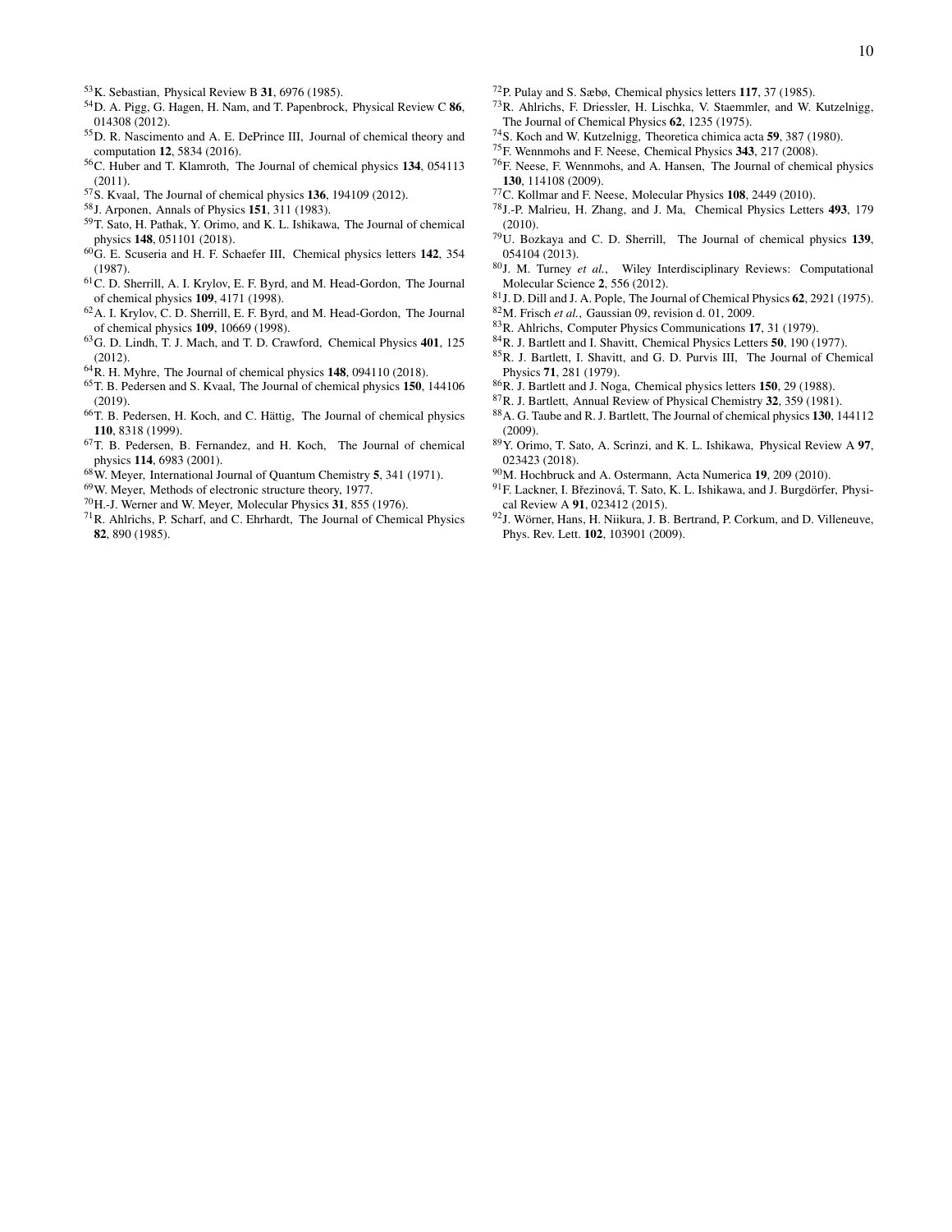[53]K. Sebastian, Physical Review B **31**, 6976 (1985).

[54]D. A. Pigg, G. Hagen, H. Nam, and T. Papenbrock, Physical Review C **86**, 014308 (2012).

[55]D. R. Nascimento and A. E. DePrince III, Journal of chemical theory and computation **12**, 5834 (2016).

[56]C. Huber and T. Klamroth, The Journal of chemical physics **134**, 054113 (2011).

[57]S. Kvaal, The Journal of chemical physics **136**, 194109 (2012).

[58]J. Arponen, Annals of Physics **151**, 311 (1983).

[59]T. Sato, H. Pathak, Y. Orimo, and K. L. Ishikawa, The Journal of chemical physics **148**, 051101 (2018).

[60]G. E. Scuseria and H. F. Schaefer III, Chemical physics letters **142**, 354 (1987).

[61]C. D. Sherrill, A. I. Krylov, E. F. Byrd, and M. Head-Gordon, The Journal of chemical physics **109**, 4171 (1998).

[62]A. I. Krylov, C. D. Sherrill, E. F. Byrd, and M. Head-Gordon, The Journal of chemical physics **109**, 10669 (1998).

[63]G. D. Lindh, T. J. Mach, and T. D. Crawford, Chemical Physics **401**, 125 (2012).

[64]R. H. Myhre, The Journal of chemical physics **148**, 094110 (2018).

[65]T. B. Pedersen and S. Kvaal, The Journal of chemical physics **150**, 144106 (2019).

[66]T. B. Pedersen, H. Koch, and C. Hättig, The Journal of chemical physics **110**, 8318 (1999).

[67]T. B. Pedersen, B. Fernandez, and H. Koch, The Journal of chemical physics **114**, 6983 (2001).

[68]W. Meyer, International Journal of Quantum Chemistry **5**, 341 (1971).

[69]W. Meyer, Methods of electronic structure theory, 1977.

[70]H.-J. Werner and W. Meyer, Molecular Physics **31**, 855 (1976).

[71]R. Ahlrichs, P. Scharf, and C. Ehrhardt, The Journal of Chemical Physics **82**, 890 (1985).

[72]P. Pulay and S. Sæbø, Chemical physics letters **117**, 37 (1985).

[73]R. Ahlrichs, F. Driessler, H. Lischka, V. Staemmler, and W. Kutzelnigg, The Journal of Chemical Physics **62**, 1235 (1975).

[74]S. Koch and W. Kutzelnigg, Theoretica chimica acta **59**, 387 (1980).

[75]F. Wennmohs and F. Neese, Chemical Physics **343**, 217 (2008).

[76]F. Neese, F. Wennmohs, and A. Hansen, The Journal of chemical physics **130**, 114108 (2009).

[77]C. Kollmar and F. Neese, Molecular Physics **108**, 2449 (2010).

[78]J.-P. Malrieu, H. Zhang, and J. Ma, Chemical Physics Letters **493**, 179 (2010).

[79]U. Bozkaya and C. D. Sherrill, The Journal of chemical physics **139**, 054104 (2013).

[80]J. M. Turney *et al.*, Wiley Interdisciplinary Reviews: Computational Molecular Science **2**, 556 (2012).

[81]J. D. Dill and J. A. Pople, The Journal of Chemical Physics **62**, 2921 (1975).

[82]M. Frisch *et al.*, Gaussian 09, revision d. 01, 2009.

[83]R. Ahlrichs, Computer Physics Communications **17**, 31 (1979).

[84]R. J. Bartlett and I. Shavitt, Chemical Physics Letters **50**, 190 (1977).

[85]R. J. Bartlett, I. Shavitt, and G. D. Purvis III, The Journal of Chemical Physics **71**, 281 (1979).

[86]R. J. Bartlett and J. Noga, Chemical physics letters **150**, 29 (1988).

[87]R. J. Bartlett, Annual Review of Physical Chemistry **32**, 359 (1981).

[88]A. G. Taube and R. J. Bartlett, The Journal of chemical physics **130**, 144112 (2009).

[89]Y. Orimo, T. Sato, A. Scrinzi, and K. L. Ishikawa, Physical Review A **97**, 023423 (2018).

[90]M. Hochbruck and A. Ostermann, Acta Numerica **19**, 209 (2010).

[91]F. Lackner, I. Březinová, T. Sato, K. L. Ishikawa, and J. Burgdörfer, Physical Review A **91**, 023412 (2015).

[92]J. Wörner, Hans, H. Niikura, J. B. Bertrand, P. Corkum, and D. Villeneuve, Phys. Rev. Lett. **102**, 103901 (2009).